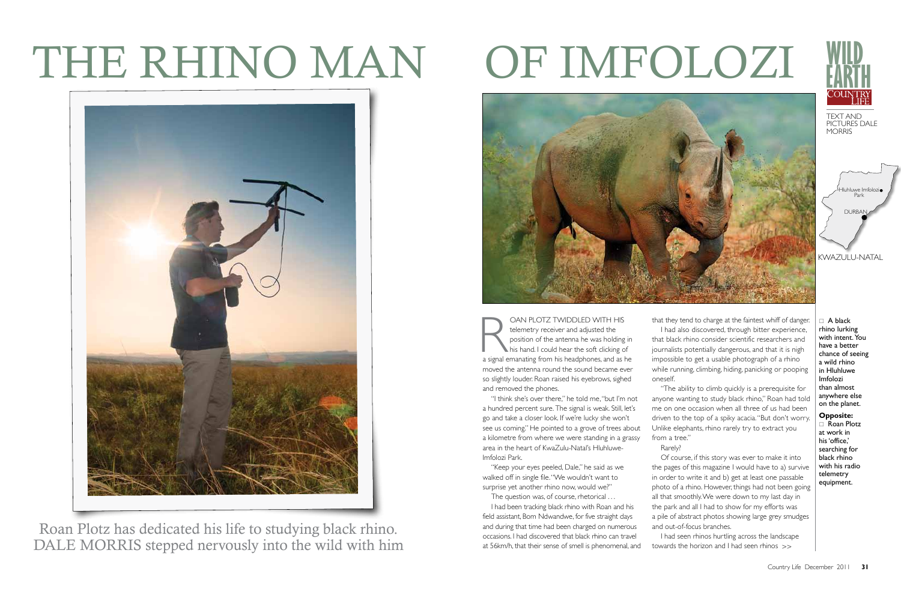# THE RHINO MAN OF IMFOLOZI

WILD EARTH

COUNTRY LIFE

TEXT AND PICTURES DALE MORRIS

Hluhluwe Imfolozi Park

DURBAN

KWAZULU-NATAL

Roan Plotz has dedicated his life to studying black rhino. DALE MORRIS stepped nervously into the wild with him

ROAN PLOTZ TWIDDLED WITH HIS telemetry receiver and adjusted the position of the antenna he was holding in his hand. I could hear the soft clicking of a signal emanating from his headphones, and as he moved the antenna round the sound became ever so slightly louder. Roan raised his eyebrows, sighed and removed the phones.

"I think she's over there," he told me, "but I'm not a hundred percent sure. The signal is weak. Still, let's go and take a closer look. If we're lucky she won't see us coming." He pointed to a grove of trees about a kilometre from where we were standing in a grassy area in the heart of KwaZulu-Natal's Hluhluwe-Imfolozi Park.

"Keep your eyes peeled, Dale," he said as we walked off in single file. "We wouldn't want to surprise yet another rhino now, would we?"

The question was, of course, rhetorical . . .

I had been tracking black rhino with Roan and his field assistant, Bom Ndwandwe, for five straight days and during that time had been charged on numerous occasions. I had discovered that black rhino can travel at 56km/h, that their sense of smell is phenomenal, and that they tend to charge at the faintest whiff of danger.

I had also discovered, through bitter experience, that black rhino consider scientific researchers and journalists potentially dangerous, and that it is nigh impossible to get a usable photograph of a rhino while running, climbing, hiding, panicking or pooping oneself.

"The ability to climb quickly is a prerequisite for anyone wanting to study black rhino," Roan had told me on one occasion when all three of us had been driven to the top of a spiky acacia. "But don't worry. Unlike elephants, rhino rarely try to extract you from a tree."

Rarely?

Of course, if this story was ever to make it into the pages of this magazine I would have to a) survive in order to write it and b) get at least one passable photo of a rhino. However, things had not been going all that smoothly. We were down to my last day in the park and all I had to show for my efforts was a pile of abstract photos showing large grey smudges and out-of-focus branches.

I had seen rhinos hurtling across the landscape towards the horizon and I had seen rhinos >>

□ **A black rhino lurking with intent. You have a better chance of seeing a wild rhino in Hluhluwe Imfolozi than almost anywhere else on the planet.**

**Opposite:**
□ **Roan Plotz at work in his 'office,' searching for black rhino with his radio telemetry equipment.**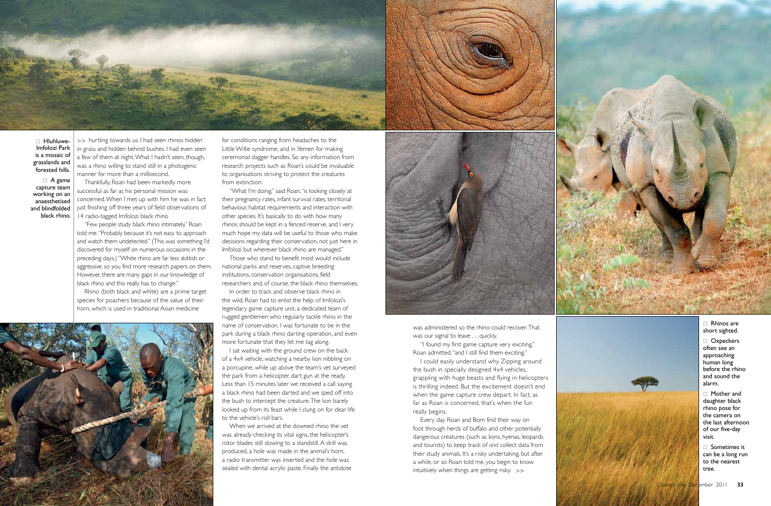□ Hluhluwe-Imfolozi Park is a mosaic of grasslands and forested hills.

□ A game capture team working on an anaesthetised and blindfolded black rhino.

>> hurtling towards us. I had seen rhinos hidden in grass and hidden behind bushes. I had even seen a few of them at night. What I hadn't seen, though, was a rhino willing to stand still in a photogenic manner for more than a millisecond.

Thankfully, Roan had been markedly more successful as far as his personal mission was concerned. When I met up with him he was in fact just finishing off three years of field observations of 14 radio-tagged Imfolozi black rhino.

"Few people study black rhino intimately," Roan told me. "Probably because it's not easy to approach and watch them undetected." (This was something I'd discovered for myself on numerous occasions in the preceding days.) "White rhino are far less skittish or aggressive, so you find more research papers on them. However, there are many gaps in our knowledge of black rhino and this really has to change."

Rhino (both black and white) are a prime target species for poachers because of the value of their horn, which is used in traditional Asian medicine for conditions ranging from headaches to the Little Willie syndrome, and in Yemen for making ceremonial dagger handles. So any information from research projects such as Roan's could be invaluable to organisations striving to protect the creatures from extinction.

"What I'm doing," said Roan, "is looking closely at their pregnancy rates, infant survival rates, territorial behaviour, habitat requirements and interaction with other species. It's basically to do with how many rhinos should be kept in a fenced reserve, and I very much hope my data will be useful to those who make decisions regarding their conservation, not just here in Imfolozi but wherever black rhino are managed."

Those who stand to benefit most would include national parks and reserves, captive breeding institutions, conservation organisations, field researchers and, of course, the black rhino themselves.

In order to track and observe black rhino in the wild, Roan had to enlist the help of Imfolozi's legendary game capture unit, a dedicated team of rugged gentlemen who regularly tackle rhino in the name of conservation. I was fortunate to be in the park during a black rhino darting operation, and even more fortunate that they let me tag along.

I sat waiting with the ground crew on the back of a 4x4 vehicle, watching a nearby lion nibbling on a porcupine, while up above the team's vet surveyed the park from a helicopter, dart gun at the ready. Less than 15 minutes later we received a call saying a black rhino had been darted and we sped off into the bush to intercept the creature. The lion barely looked up from its feast while I clung on for dear life to the vehicle's roll bars.

When we arrived at the downed rhino the vet was already checking its vital signs, the helicopter's rotor blades still slowing to a standstill. A drill was produced, a hole was made in the animal's horn, a radio transmitter was inserted and the hole was sealed with dental acrylic paste. Finally the antidote was administered so the rhino could recover. That was our signal to leave . . . quickly.

"I found my first game capture very exciting," Roan admitted, "and I still find them exciting."

I could easily understand why. Zipping around the bush in specially designed 4x4 vehicles, grappling with huge beasts and flying in helicopters is thrilling indeed. But the excitement doesn't end when the game capture crew depart. In fact, as far as Roan is concerned, that's when the fun really begins.

Every day Roan and Bom find their way on foot through herds of buffalo and other potentially dangerous creatures (such as lions, hyenas, leopards and tourists) to keep track of *and* collect data from their study animals. It's a risky undertaking, but after a while, or so Roan told me, you begin to know intuitively when things are getting risky. >>

□ Rhinos are short sighted.

□ Oxpeckers often see an approaching human long before the rhino and sound the alarm.

□ Mother and daughter black rhino pose for the camera on the last afternoon of our five-day visit.

□ Sometimes it can be a long run to the nearest tree.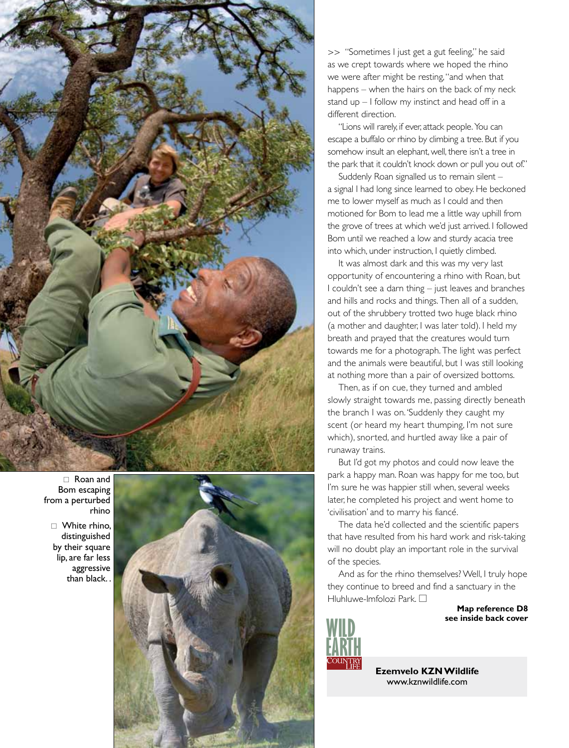Roan and Bom escaping from a perturbed rhino

White rhino, distinguished by their square lip, are far less aggressive than black. .

>> "Sometimes I just get a gut feeling," he said as we crept towards where we hoped the rhino we were after might be resting, "and when that happens – when the hairs on the back of my neck stand up – I follow my instinct and head off in a different direction.

"Lions will rarely, if ever, attack people. You can escape a buffalo or rhino by climbing a tree. But if you somehow insult an elephant, well, there isn't a tree in the park that it couldn't knock down or pull you out of."

Suddenly Roan signalled us to remain silent – a signal I had long since learned to obey. He beckoned me to lower myself as much as I could and then motioned for Bom to lead me a little way uphill from the grove of trees at which we'd just arrived. I followed Bom until we reached a low and sturdy acacia tree into which, under instruction, I quietly climbed.

It was almost dark and this was my very last opportunity of encountering a rhino with Roan, but I couldn't see a darn thing – just leaves and branches and hills and rocks and things. Then all of a sudden, out of the shrubbery trotted two huge black rhino (a mother and daughter, I was later told). I held my breath and prayed that the creatures would turn towards me for a photograph. The light was perfect and the animals were beautiful, but I was still looking at nothing more than a pair of oversized bottoms.

Then, as if on cue, they turned and ambled slowly straight towards me, passing directly beneath the branch I was on. 'Suddenly they caught my scent (or heard my heart thumping, I'm not sure which), snorted, and hurtled away like a pair of runaway trains.

But I'd got my photos and could now leave the park a happy man. Roan was happy for me too, but I'm sure he was happier still when, several weeks later, he completed his project and went home to 'civilisation' and to marry his fiancé.

The data he'd collected and the scientific papers that have resulted from his hard work and risk-taking will no doubt play an important role in the survival of the species.

And as for the rhino themselves? Well, I truly hope they continue to breed and find a sanctuary in the Hluhluwe-Imfolozi Park. □

**Map reference D8**
**see inside back cover**

WILD EARTH
COUNTRY LIFE

**Ezemvelo KZN Wildlife**
www.kznwildlife.com